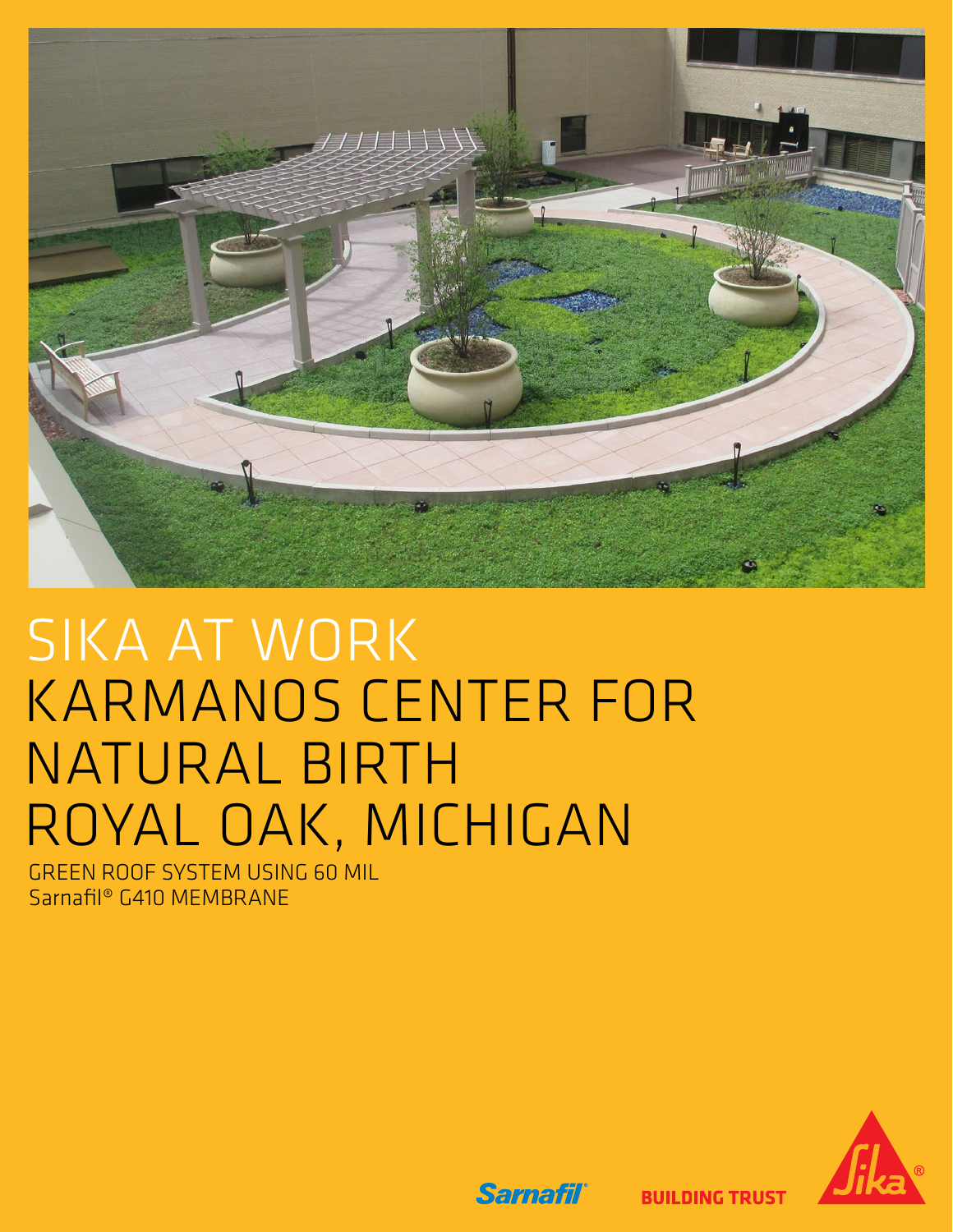# SIKA AT WORK
# KARMANOS CENTER FOR NATURAL BIRTH
# ROYAL OAK, MICHIGAN

GREEN ROOF SYSTEM USING 60 MIL Sarnafil® G410 MEMBRANE

Sarnafil®

BUILDING TRUST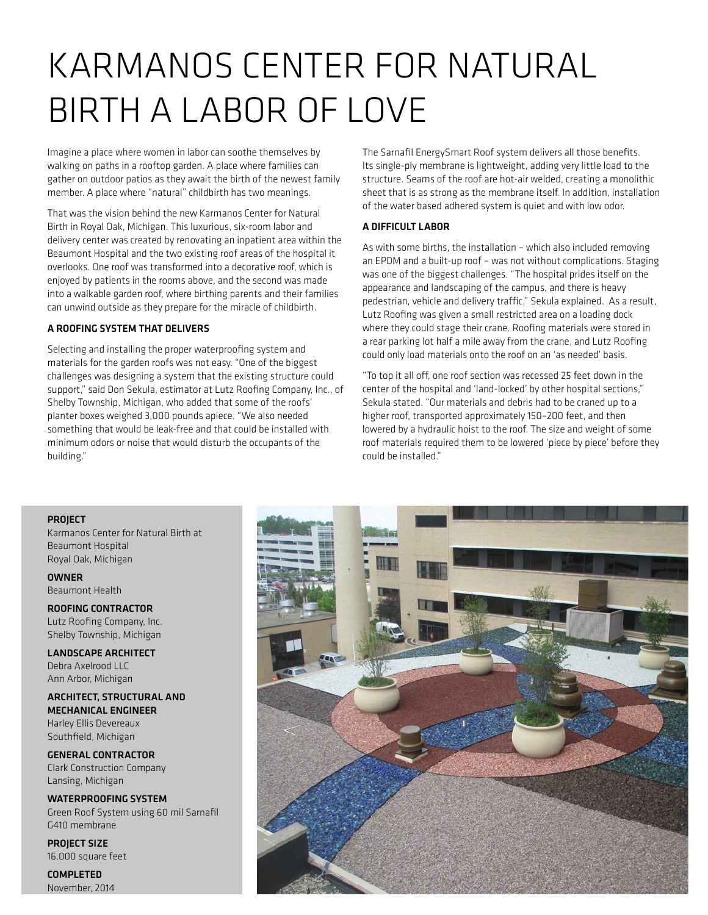# KARMANOS CENTER FOR NATURAL BIRTH A LABOR OF LOVE

Imagine a place where women in labor can soothe themselves by walking on paths in a rooftop garden. A place where families can gather on outdoor patios as they await the birth of the newest family member. A place where "natural" childbirth has two meanings.

That was the vision behind the new Karmanos Center for Natural Birth in Royal Oak, Michigan. This luxurious, six-room labor and delivery center was created by renovating an inpatient area within the Beaumont Hospital and the two existing roof areas of the hospital it overlooks. One roof was transformed into a decorative roof, which is enjoyed by patients in the rooms above, and the second was made into a walkable garden roof, where birthing parents and their families can unwind outside as they prepare for the miracle of childbirth.

### A ROOFING SYSTEM THAT DELIVERS

Selecting and installing the proper waterproofing system and materials for the garden roofs was not easy. "One of the biggest challenges was designing a system that the existing structure could support," said Don Sekula, estimator at Lutz Roofing Company, Inc., of Shelby Township, Michigan, who added that some of the roofs' planter boxes weighed 3,000 pounds apiece. "We also needed something that would be leak-free and that could be installed with minimum odors or noise that would disturb the occupants of the building."

The Sarnafil EnergySmart Roof system delivers all those benefits. Its single-ply membrane is lightweight, adding very little load to the structure. Seams of the roof are hot-air welded, creating a monolithic sheet that is as strong as the membrane itself. In addition, installation of the water based adhered system is quiet and with low odor.

### A DIFFICULT LABOR

As with some births, the installation – which also included removing an EPDM and a built-up roof – was not without complications. Staging was one of the biggest challenges. "The hospital prides itself on the appearance and landscaping of the campus, and there is heavy pedestrian, vehicle and delivery traffic," Sekula explained. As a result, Lutz Roofing was given a small restricted area on a loading dock where they could stage their crane. Roofing materials were stored in a rear parking lot half a mile away from the crane, and Lutz Roofing could only load materials onto the roof on an 'as needed' basis.

"To top it all off, one roof section was recessed 25 feet down in the center of the hospital and 'land-locked' by other hospital sections," Sekula stated. "Our materials and debris had to be craned up to a higher roof, transported approximately 150–200 feet, and then lowered by a hydraulic hoist to the roof. The size and weight of some roof materials required them to be lowered 'piece by piece' before they could be installed."

**PROJECT**
Karmanos Center for Natural Birth at Beaumont Hospital
Royal Oak, Michigan

**OWNER**
Beaumont Health

**ROOFING CONTRACTOR**
Lutz Roofing Company, Inc.
Shelby Township, Michigan

**LANDSCAPE ARCHITECT**
Debra Axelrood LLC
Ann Arbor, Michigan

**ARCHITECT, STRUCTURAL AND MECHANICAL ENGINEER**
Harley Ellis Devereaux
Southfield, Michigan

**GENERAL CONTRACTOR**
Clark Construction Company
Lansing, Michigan

**WATERPROOFING SYSTEM**
Green Roof System using 60 mil Sarnafil G410 membrane

**PROJECT SIZE**
16,000 square feet

**COMPLETED**
November, 2014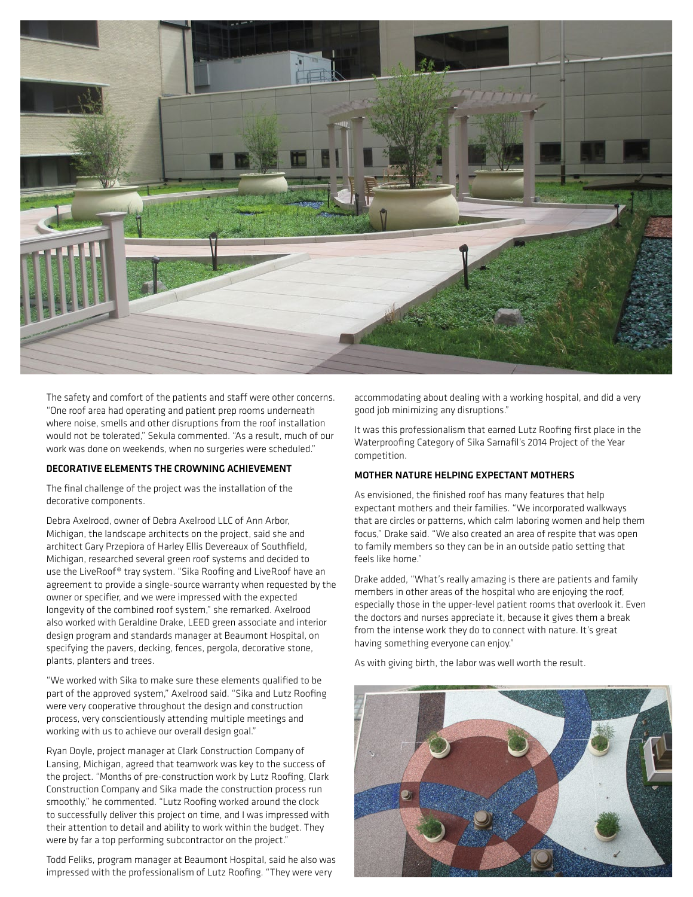The safety and comfort of the patients and staff were other concerns. "One roof area had operating and patient prep rooms underneath where noise, smells and other disruptions from the roof installation would not be tolerated," Sekula commented. "As a result, much of our work was done on weekends, when no surgeries were scheduled."

### DECORATIVE ELEMENTS THE CROWNING ACHIEVEMENT

The final challenge of the project was the installation of the decorative components.

Debra Axelrood, owner of Debra Axelrood LLC of Ann Arbor, Michigan, the landscape architects on the project, said she and architect Gary Przepiora of Harley Ellis Devereaux of Southfield, Michigan, researched several green roof systems and decided to use the LiveRoof® tray system. "Sika Roofing and LiveRoof have an agreement to provide a single-source warranty when requested by the owner or specifier, and we were impressed with the expected longevity of the combined roof system," she remarked. Axelrood also worked with Geraldine Drake, LEED green associate and interior design program and standards manager at Beaumont Hospital, on specifying the pavers, decking, fences, pergola, decorative stone, plants, planters and trees.

"We worked with Sika to make sure these elements qualified to be part of the approved system," Axelrood said. "Sika and Lutz Roofing were very cooperative throughout the design and construction process, very conscientiously attending multiple meetings and working with us to achieve our overall design goal."

Ryan Doyle, project manager at Clark Construction Company of Lansing, Michigan, agreed that teamwork was key to the success of the project. "Months of pre-construction work by Lutz Roofing, Clark Construction Company and Sika made the construction process run smoothly," he commented. "Lutz Roofing worked around the clock to successfully deliver this project on time, and I was impressed with their attention to detail and ability to work within the budget. They were by far a top performing subcontractor on the project."

Todd Feliks, program manager at Beaumont Hospital, said he also was impressed with the professionalism of Lutz Roofing. "They were very accommodating about dealing with a working hospital, and did a very good job minimizing any disruptions."

It was this professionalism that earned Lutz Roofing first place in the Waterproofing Category of Sika Sarnafil's 2014 Project of the Year competition.

### MOTHER NATURE HELPING EXPECTANT MOTHERS

As envisioned, the finished roof has many features that help expectant mothers and their families. "We incorporated walkways that are circles or patterns, which calm laboring women and help them focus," Drake said. "We also created an area of respite that was open to family members so they can be in an outside patio setting that feels like home."

Drake added, "What's really amazing is there are patients and family members in other areas of the hospital who are enjoying the roof, especially those in the upper-level patient rooms that overlook it. Even the doctors and nurses appreciate it, because it gives them a break from the intense work they do to connect with nature. It's great having something everyone can enjoy."

As with giving birth, the labor was well worth the result.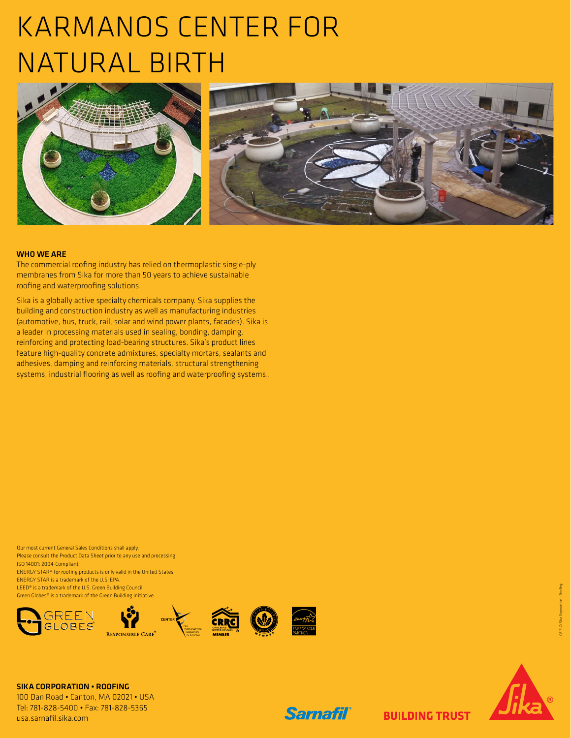# KARMANOS CENTER FOR NATURAL BIRTH

**WHO WE ARE**

The commercial roofing industry has relied on thermoplastic single-ply membranes from Sika for more than 50 years to achieve sustainable roofing and waterproofing solutions.

Sika is a globally active specialty chemicals company. Sika supplies the building and construction industry as well as manufacturing industries (automotive, bus, truck, rail, solar and wind power plants, facades). Sika is a leader in processing materials used in sealing, bonding, damping, reinforcing and protecting load-bearing structures. Sika's product lines feature high-quality concrete admixtures, specialty mortars, sealants and adhesives, damping and reinforcing materials, structural strengthening systems, industrial flooring as well as roofing and waterproofing systems..

Our most current General Sales Conditions shall apply.
Please consult the Product Data Sheet prior to any use and processing.
ISO 14001: 2004-Compliant
ENERGY STAR® for roofing products is only valid in the United States
ENERGY STAR is a trademark of the U.S. EPA.
LEED® is a trademark of the U.S. Green Building Council.
Green Globes® is a trademark of the Green Building Initiative

**SIKA CORPORATION • ROOFING**
100 Dan Road • Canton, MA 02021 • USA
Tel: 781-828-5400 • Fax: 781-828-5365
usa.sarnafil.sika.com

BUILDING TRUST

0815 © Sika Corporation - Roofing